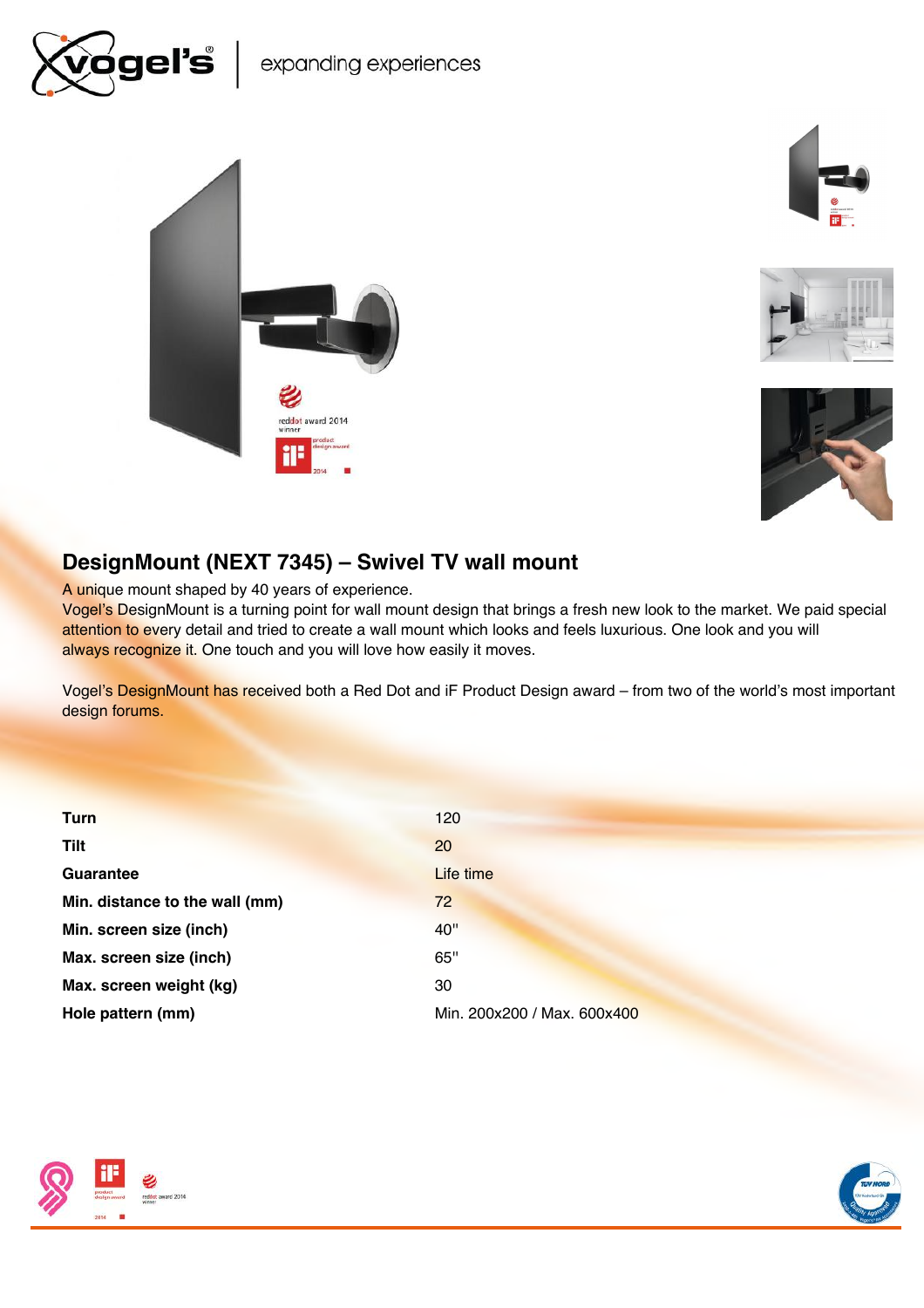## DesignMount (NEXT 7345) – Swivel TV wall mount

A unique mount shaped by 40 years of experience.
Vogel's DesignMount is a turning point for wall mount design that brings a fresh new look to the market. We paid special attention to every detail and tried to create a wall mount which looks and feels luxurious. One look and you will always recognize it. One touch and you will love how easily it moves.

Vogel's DesignMount has received both a Red Dot and iF Product Design award – from two of the world's most important design forums.

| | |
|---|---|
| **Turn** | 120 |
| **Tilt** | 20 |
| **Guarantee** | Life time |
| **Min. distance to the wall (mm)** | 72 |
| **Min. screen size (inch)** | 40" |
| **Max. screen size (inch)** | 65" |
| **Max. screen weight (kg)** | 30 |
| **Hole pattern (mm)** | Min. 200x200 / Max. 600x400 |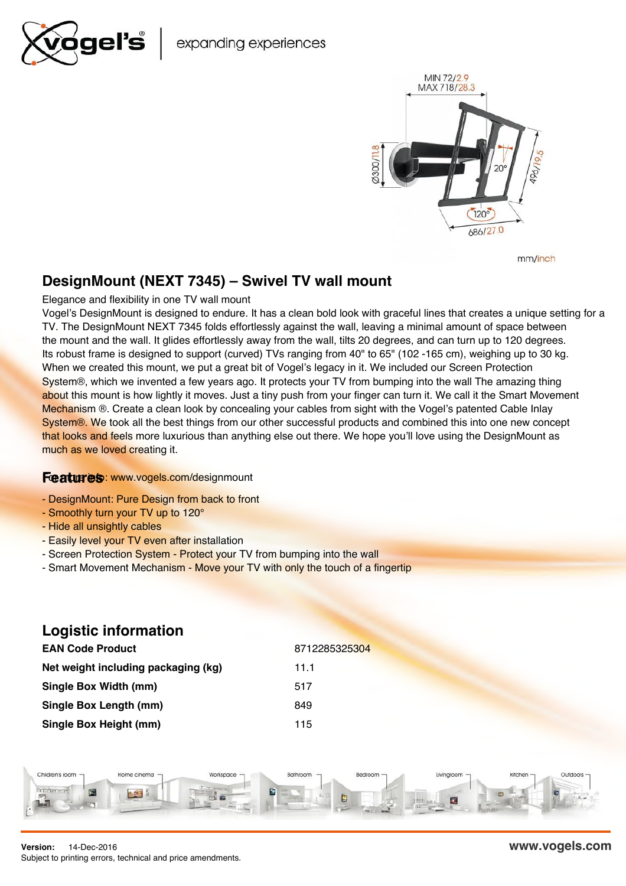## DesignMount (NEXT 7345) – Swivel TV wall mount

Elegance and flexibility in one TV wall mount

Vogel's DesignMount is designed to endure. It has a clean bold look with graceful lines that creates a unique setting for a TV. The DesignMount NEXT 7345 folds effortlessly against the wall, leaving a minimal amount of space between the mount and the wall. It glides effortlessly away from the wall, tilts 20 degrees, and can turn up to 120 degrees. Its robust frame is designed to support (curved) TVs ranging from 40" to 65" (102 -165 cm), weighing up to 30 kg. When we created this mount, we put a great bit of Vogel's legacy in it. We included our Screen Protection System®, which we invented a few years ago. It protects your TV from bumping into the wall The amazing thing about this mount is how lightly it moves. Just a tiny push from your finger can turn it. We call it the Smart Movement Mechanism ®. Create a clean look by concealing your cables from sight with the Vogel's patented Cable Inlay System®. We took all the best things from our other successful products and combined this into one new concept that looks and feels more luxurious than anything else out there. We hope you'll love using the DesignMount as much as we loved creating it.

For more info: www.vogels.com/designmount

### Features

- DesignMount: Pure Design from back to front
- Smoothly turn your TV up to 120°
- Hide all unsightly cables
- Easily level your TV even after installation
- Screen Protection System - Protect your TV from bumping into the wall
- Smart Movement Mechanism - Move your TV with only the touch of a fingertip

## Logistic information

| | |
|---|---|
| **EAN Code Product** | 8712285325304 |
| **Net weight including packaging (kg)** | 11.1 |
| **Single Box Width (mm)** | 517 |
| **Single Box Length (mm)** | 849 |
| **Single Box Height (mm)** | 115 |

**Version:** 14-Dec-2016

Subject to printing errors, technical and price amendments.